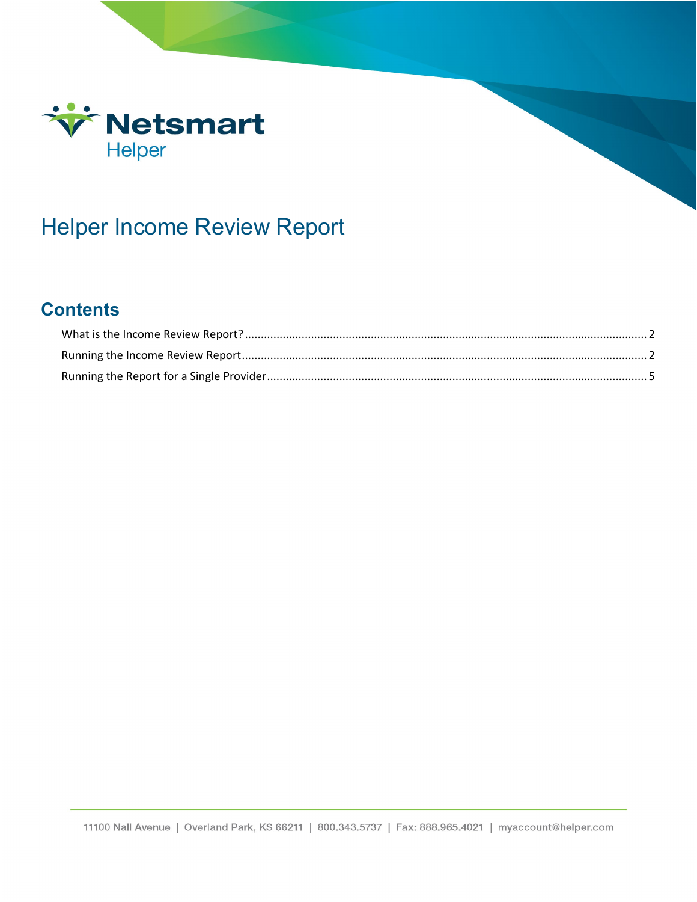Netsmart
Helper

# Helper Income Review Report

## Contents

What is the Income Review Report? ..... 2
Running the Income Review Report ..... 2
Running the Report for a Single Provider ..... 5

11100 Nall Avenue | Overland Park, KS 66211 | 800.343.5737 | Fax: 888.965.4021 | myaccount@helper.com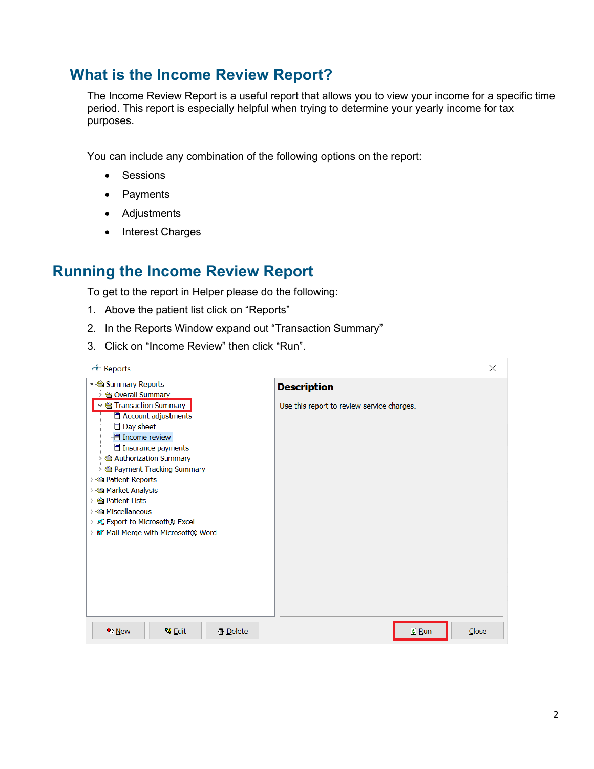## What is the Income Review Report?

The Income Review Report is a useful report that allows you to view your income for a specific time period. This report is especially helpful when trying to determine your yearly income for tax purposes.

You can include any combination of the following options on the report:

- Sessions
- Payments
- Adjustments
- Interest Charges

## Running the Income Review Report

To get to the report in Helper please do the following:

1. Above the patient list click on "Reports"
2. In the Reports Window expand out "Transaction Summary"
3. Click on "Income Review" then click "Run".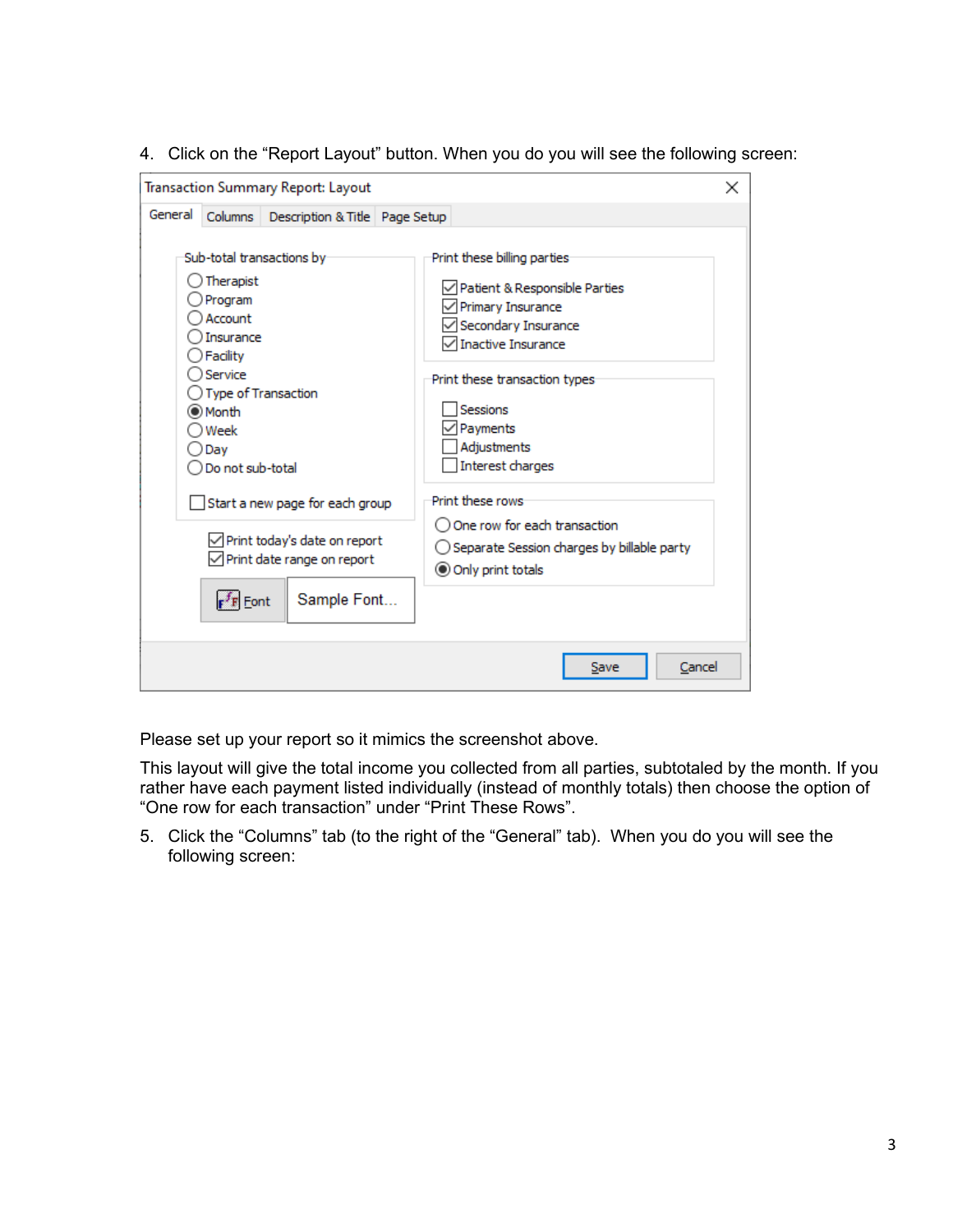4. Click on the "Report Layout" button. When you do you will see the following screen:

Transaction Summary Report: Layout

General | Columns | Description & Title | Page Setup

Sub-total transactions by
- Therapist
- Program
- Account
- Insurance
- Facility
- Service
- Type of Transaction
- Month (selected)
- Week
- Day
- Do not sub-total

☐ Start a new page for each group

☑ Print today's date on report
☑ Print date range on report

Font | Sample Font...

Print these billing parties
- ☑ Patient & Responsible Parties
- ☑ Primary Insurance
- ☑ Secondary Insurance
- ☑ Inactive Insurance

Print these transaction types
- ☐ Sessions
- ☑ Payments
- ☐ Adjustments
- ☐ Interest charges

Print these rows
- One row for each transaction
- Separate Session charges by billable party
- Only print totals (selected)

Save | Cancel

Please set up your report so it mimics the screenshot above.

This layout will give the total income you collected from all parties, subtotaled by the month. If you rather have each payment listed individually (instead of monthly totals) then choose the option of "One row for each transaction" under "Print These Rows".

5. Click the "Columns" tab (to the right of the "General" tab). When you do you will see the following screen: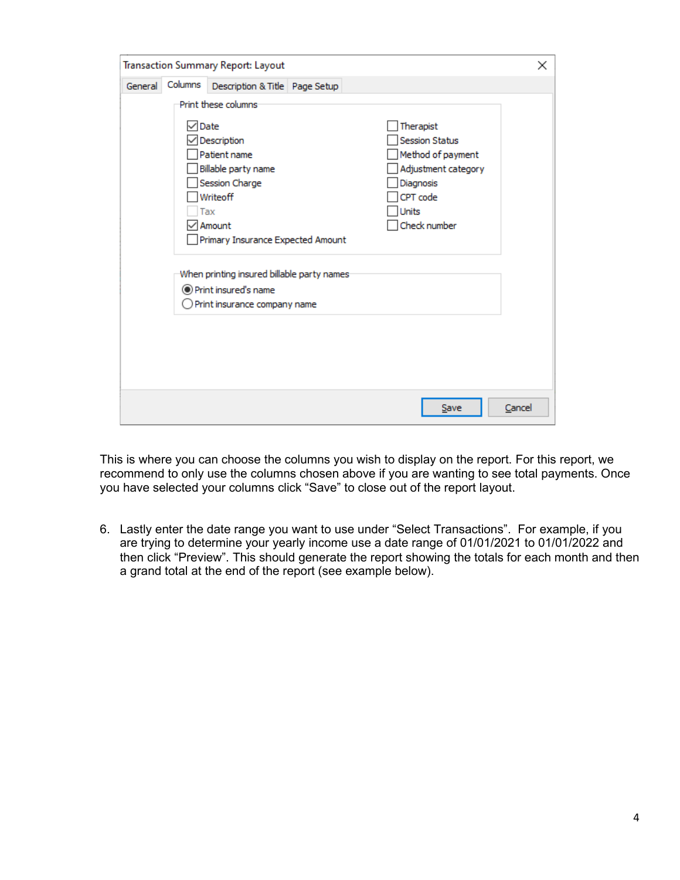Transaction Summary Report: Layout

General | Columns | Description & Title | Page Setup

Print these columns

- [x] Date
- [x] Description
- [ ] Patient name
- [ ] Billable party name
- [ ] Session Charge
- [ ] Writeoff
- [ ] Tax
- [x] Amount
- [ ] Primary Insurance Expected Amount
- [ ] Therapist
- [ ] Session Status
- [ ] Method of payment
- [ ] Adjustment category
- [ ] Diagnosis
- [ ] CPT code
- [ ] Units
- [ ] Check number

When printing insured billable party names

- (•) Print insured's name
- ( ) Print insurance company name

Save | Cancel

This is where you can choose the columns you wish to display on the report. For this report, we recommend to only use the columns chosen above if you are wanting to see total payments. Once you have selected your columns click "Save" to close out of the report layout.

6. Lastly enter the date range you want to use under "Select Transactions". For example, if you are trying to determine your yearly income use a date range of 01/01/2021 to 01/01/2022 and then click "Preview". This should generate the report showing the totals for each month and then a grand total at the end of the report (see example below).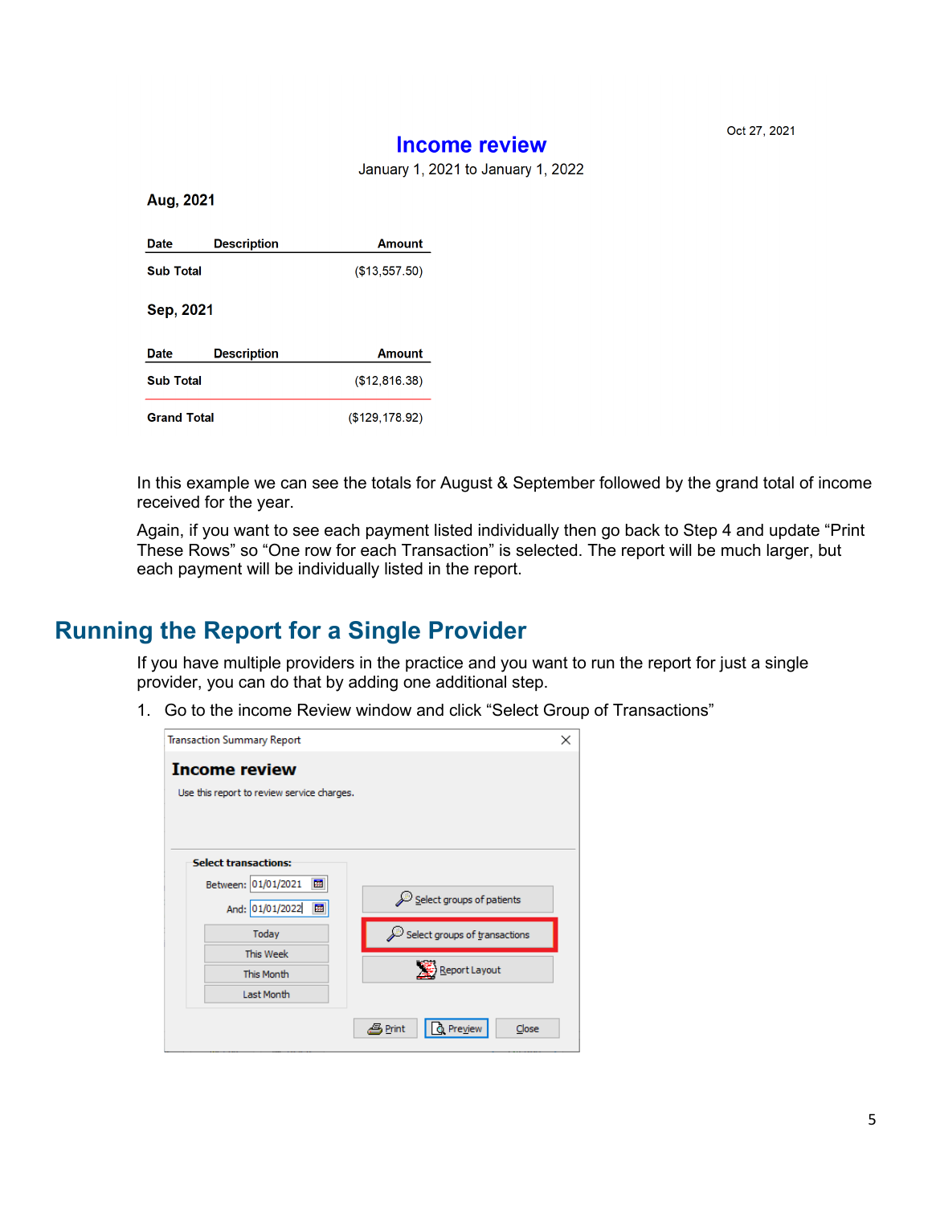Oct 27, 2021

# Income review

January 1, 2021 to January 1, 2022

**Aug, 2021**

| Date | Description | Amount |
| --- | --- | --- |
| **Sub Total** | | ($13,557.50) |

**Sep, 2021**

| Date | Description | Amount |
| --- | --- | --- |
| **Sub Total** | | ($12,816.38) |
| **Grand Total** | | ($129,178.92) |

In this example we can see the totals for August & September followed by the grand total of income received for the year.

Again, if you want to see each payment listed individually then go back to Step 4 and update “Print These Rows” so “One row for each Transaction” is selected. The report will be much larger, but each payment will be individually listed in the report.

## Running the Report for a Single Provider

If you have multiple providers in the practice and you want to run the report for just a single provider, you can do that by adding one additional step.

1. Go to the income Review window and click “Select Group of Transactions”

Transaction Summary Report

**Income review**

Use this report to review service charges.

**Select transactions:**

Between: 01/01/2021

And: 01/01/2022

Today

This Week

This Month

Last Month

Select groups of patients

Select groups of transactions

Report Layout

Print

Preview

Close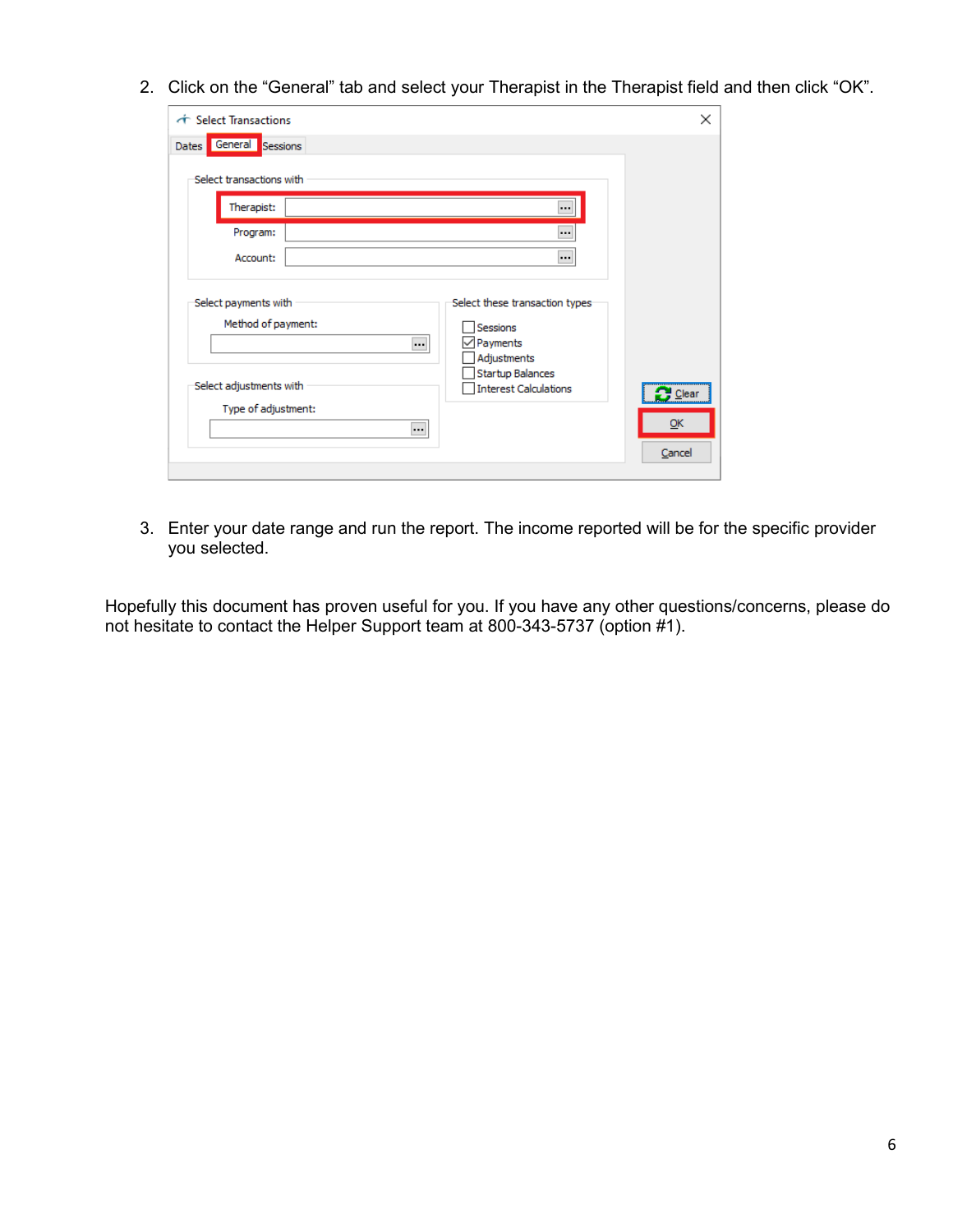2. Click on the "General" tab and select your Therapist in the Therapist field and then click "OK".

3. Enter your date range and run the report. The income reported will be for the specific provider you selected.

Hopefully this document has proven useful for you. If you have any other questions/concerns, please do not hesitate to contact the Helper Support team at 800-343-5737 (option #1).